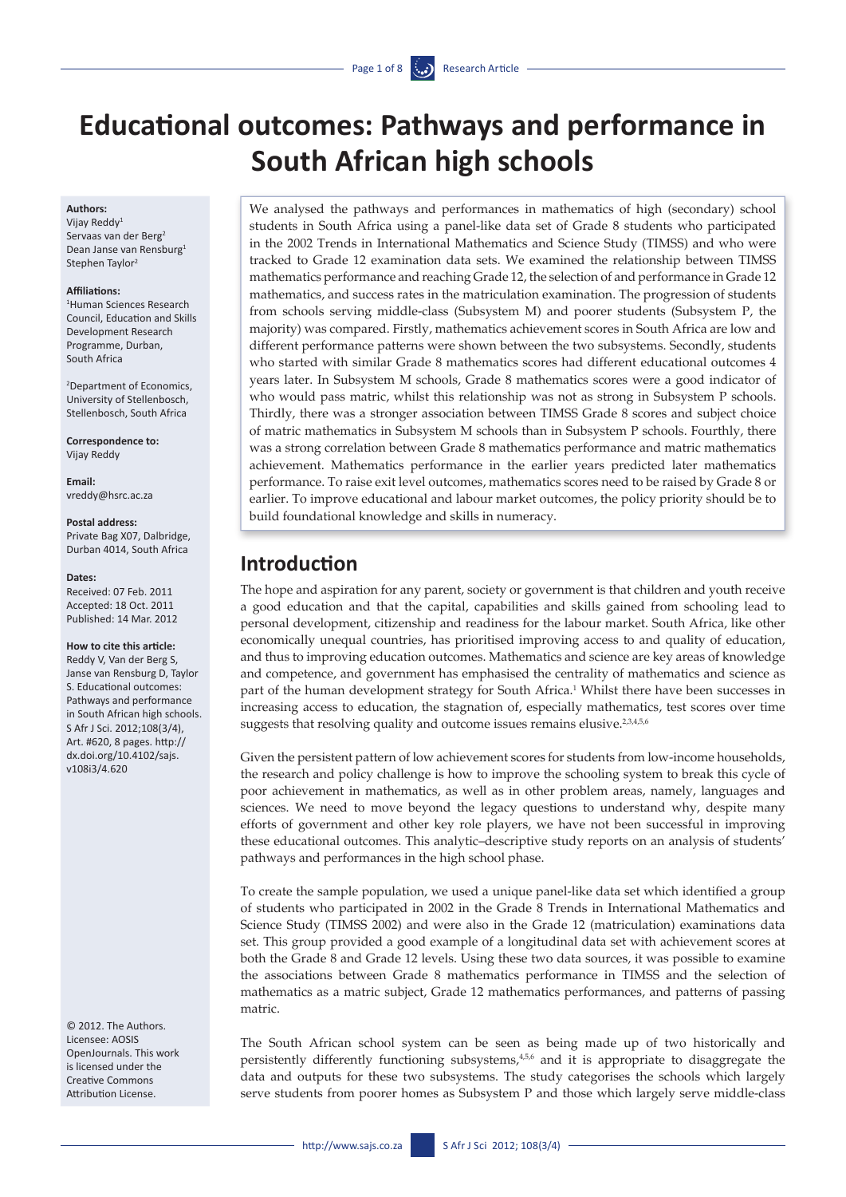# Educational outcomes: Pathways and performance in South African high schools

**Authors:**
Vijay Reddy[1]
Servaas van der Berg[2]
Dean Janse van Rensburg[1]
Stephen Taylor[2]

**Affiliations:**
[1]Human Sciences Research Council, Education and Skills Development Research Programme, Durban, South Africa

[2]Department of Economics, University of Stellenbosch, Stellenbosch, South Africa

**Correspondence to:**
Vijay Reddy

**Email:**
vreddy@hsrc.ac.za

**Postal address:**
Private Bag X07, Dalbridge, Durban 4014, South Africa

**Dates:**
Received: 07 Feb. 2011
Accepted: 18 Oct. 2011
Published: 14 Mar. 2012

**How to cite this article:**
Reddy V, Van der Berg S, Janse van Rensburg D, Taylor S. Educational outcomes: Pathways and performance in South African high schools. S Afr J Sci. 2012;108(3/4), Art. #620, 8 pages. http://dx.doi.org/10.4102/sajs.v108i3/4.620

© 2012. The Authors. Licensee: AOSIS OpenJournals. This work is licensed under the Creative Commons Attribution License.

We analysed the pathways and performances in mathematics of high (secondary) school students in South Africa using a panel-like data set of Grade 8 students who participated in the 2002 Trends in International Mathematics and Science Study (TIMSS) and who were tracked to Grade 12 examination data sets. We examined the relationship between TIMSS mathematics performance and reaching Grade 12, the selection of and performance in Grade 12 mathematics, and success rates in the matriculation examination. The progression of students from schools serving middle-class (Subsystem M) and poorer students (Subsystem P, the majority) was compared. Firstly, mathematics achievement scores in South Africa are low and different performance patterns were shown between the two subsystems. Secondly, students who started with similar Grade 8 mathematics scores had different educational outcomes 4 years later. In Subsystem M schools, Grade 8 mathematics scores were a good indicator of who would pass matric, whilst this relationship was not as strong in Subsystem P schools. Thirdly, there was a stronger association between TIMSS Grade 8 scores and subject choice of matric mathematics in Subsystem M schools than in Subsystem P schools. Fourthly, there was a strong correlation between Grade 8 mathematics performance and matric mathematics achievement. Mathematics performance in the earlier years predicted later mathematics performance. To raise exit level outcomes, mathematics scores need to be raised by Grade 8 or earlier. To improve educational and labour market outcomes, the policy priority should be to build foundational knowledge and skills in numeracy.

## Introduction

The hope and aspiration for any parent, society or government is that children and youth receive a good education and that the capital, capabilities and skills gained from schooling lead to personal development, citizenship and readiness for the labour market. South Africa, like other economically unequal countries, has prioritised improving access to and quality of education, and thus to improving education outcomes. Mathematics and science are key areas of knowledge and competence, and government has emphasised the centrality of mathematics and science as part of the human development strategy for South Africa.[1] Whilst there have been successes in increasing access to education, the stagnation of, especially mathematics, test scores over time suggests that resolving quality and outcome issues remains elusive.[2,3,4,5,6]

Given the persistent pattern of low achievement scores for students from low-income households, the research and policy challenge is how to improve the schooling system to break this cycle of poor achievement in mathematics, as well as in other problem areas, namely, languages and sciences. We need to move beyond the legacy questions to understand why, despite many efforts of government and other key role players, we have not been successful in improving these educational outcomes. This analytic–descriptive study reports on an analysis of students' pathways and performances in the high school phase.

To create the sample population, we used a unique panel-like data set which identified a group of students who participated in 2002 in the Grade 8 Trends in International Mathematics and Science Study (TIMSS 2002) and were also in the Grade 12 (matriculation) examinations data set. This group provided a good example of a longitudinal data set with achievement scores at both the Grade 8 and Grade 12 levels. Using these two data sources, it was possible to examine the associations between Grade 8 mathematics performance in TIMSS and the selection of mathematics as a matric subject, Grade 12 mathematics performances, and patterns of passing matric.

The South African school system can be seen as being made up of two historically and persistently differently functioning subsystems,[4,5,6] and it is appropriate to disaggregate the data and outputs for these two subsystems. The study categorises the schools which largely serve students from poorer homes as Subsystem P and those which largely serve middle-class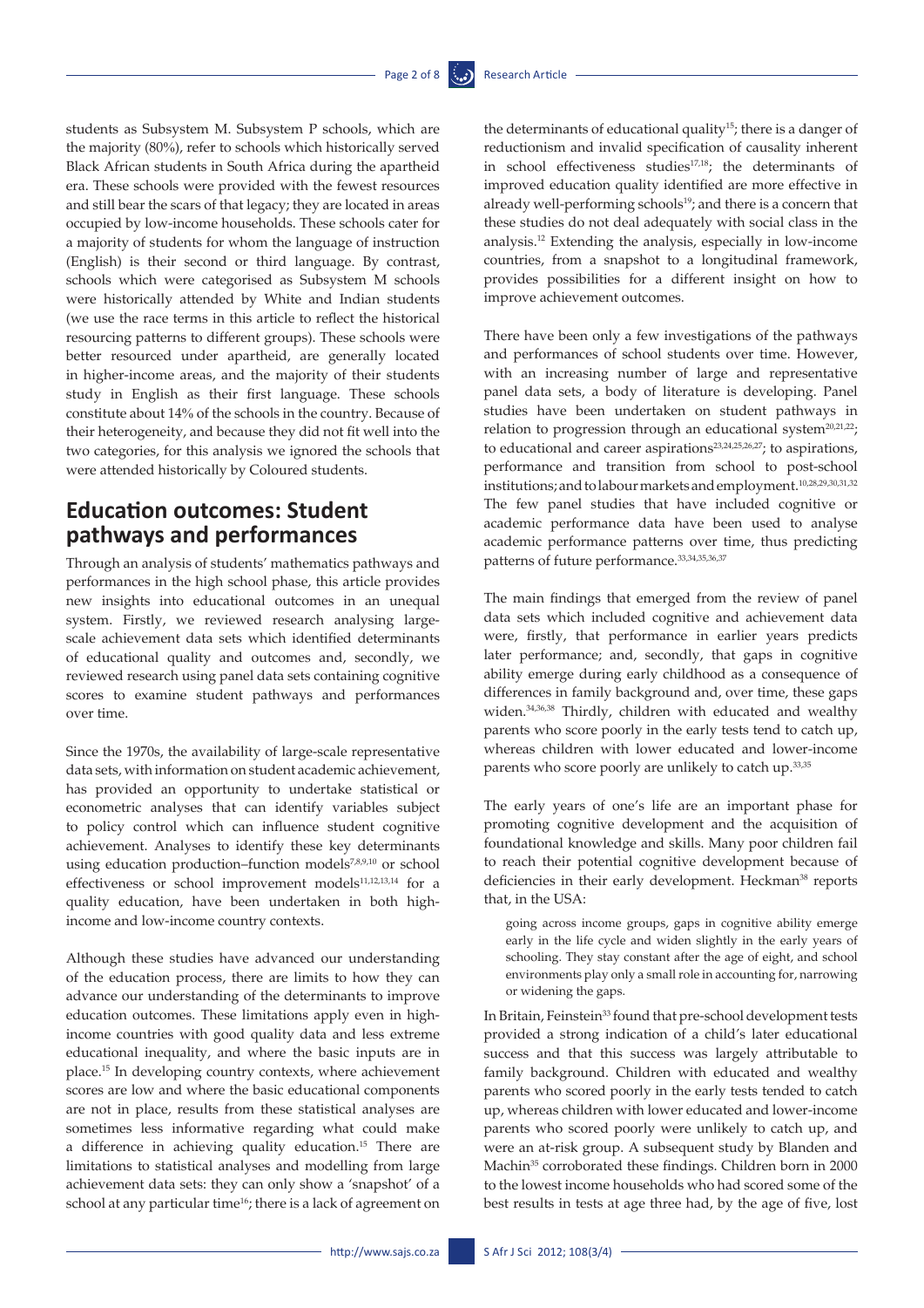students as Subsystem M. Subsystem P schools, which are the majority (80%), refer to schools which historically served Black African students in South Africa during the apartheid era. These schools were provided with the fewest resources and still bear the scars of that legacy; they are located in areas occupied by low-income households. These schools cater for a majority of students for whom the language of instruction (English) is their second or third language. By contrast, schools which were categorised as Subsystem M schools were historically attended by White and Indian students (we use the race terms in this article to reflect the historical resourcing patterns to different groups). These schools were better resourced under apartheid, are generally located in higher-income areas, and the majority of their students study in English as their first language. These schools constitute about 14% of the schools in the country. Because of their heterogeneity, and because they did not fit well into the two categories, for this analysis we ignored the schools that were attended historically by Coloured students.

## Education outcomes: Student pathways and performances

Through an analysis of students' mathematics pathways and performances in the high school phase, this article provides new insights into educational outcomes in an unequal system. Firstly, we reviewed research analysing large-scale achievement data sets which identified determinants of educational quality and outcomes and, secondly, we reviewed research using panel data sets containing cognitive scores to examine student pathways and performances over time.

Since the 1970s, the availability of large-scale representative data sets, with information on student academic achievement, has provided an opportunity to undertake statistical or econometric analyses that can identify variables subject to policy control which can influence student cognitive achievement. Analyses to identify these key determinants using education production–function models[7,8,9,10] or school effectiveness or school improvement models[11,12,13,14] for a quality education, have been undertaken in both high-income and low-income country contexts.

Although these studies have advanced our understanding of the education process, there are limits to how they can advance our understanding of the determinants to improve education outcomes. These limitations apply even in high-income countries with good quality data and less extreme educational inequality, and where the basic inputs are in place.[15] In developing country contexts, where achievement scores are low and where the basic educational components are not in place, results from these statistical analyses are sometimes less informative regarding what could make a difference in achieving quality education.[15] There are limitations to statistical analyses and modelling from large achievement data sets: they can only show a 'snapshot' of a school at any particular time[16]; there is a lack of agreement on the determinants of educational quality[15]; there is a danger of reductionism and invalid specification of causality inherent in school effectiveness studies[17,18]; the determinants of improved education quality identified are more effective in already well-performing schools[19]; and there is a concern that these studies do not deal adequately with social class in the analysis.[12] Extending the analysis, especially in low-income countries, from a snapshot to a longitudinal framework, provides possibilities for a different insight on how to improve achievement outcomes.

There have been only a few investigations of the pathways and performances of school students over time. However, with an increasing number of large and representative panel data sets, a body of literature is developing. Panel studies have been undertaken on student pathways in relation to progression through an educational system[20,21,22]; to educational and career aspirations[23,24,25,26,27]; to aspirations, performance and transition from school to post-school institutions; and to labour markets and employment.[10,28,29,30,31,32] The few panel studies that have included cognitive or academic performance data have been used to analyse academic performance patterns over time, thus predicting patterns of future performance.[33,34,35,36,37]

The main findings that emerged from the review of panel data sets which included cognitive and achievement data were, firstly, that performance in earlier years predicts later performance; and, secondly, that gaps in cognitive ability emerge during early childhood as a consequence of differences in family background and, over time, these gaps widen.[34,36,38] Thirdly, children with educated and wealthy parents who score poorly in the early tests tend to catch up, whereas children with lower educated and lower-income parents who score poorly are unlikely to catch up.[33,35]

The early years of one's life are an important phase for promoting cognitive development and the acquisition of foundational knowledge and skills. Many poor children fail to reach their potential cognitive development because of deficiencies in their early development. Heckman[38] reports that, in the USA:

> going across income groups, gaps in cognitive ability emerge early in the life cycle and widen slightly in the early years of schooling. They stay constant after the age of eight, and school environments play only a small role in accounting for, narrowing or widening the gaps.

In Britain, Feinstein[33] found that pre-school development tests provided a strong indication of a child's later educational success and that this success was largely attributable to family background. Children with educated and wealthy parents who scored poorly in the early tests tended to catch up, whereas children with lower educated and lower-income parents who scored poorly were unlikely to catch up, and were an at-risk group. A subsequent study by Blanden and Machin[35] corroborated these findings. Children born in 2000 to the lowest income households who had scored some of the best results in tests at age three had, by the age of five, lost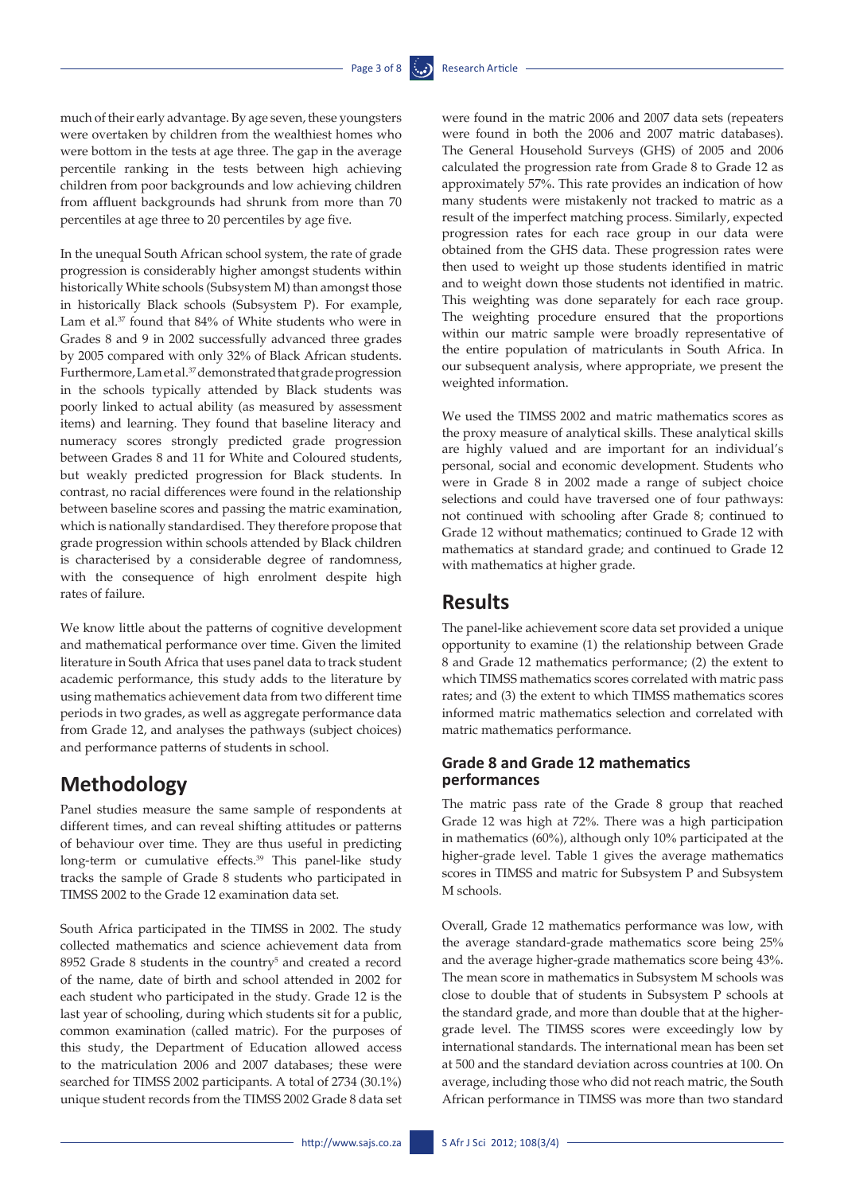much of their early advantage. By age seven, these youngsters were overtaken by children from the wealthiest homes who were bottom in the tests at age three. The gap in the average percentile ranking in the tests between high achieving children from poor backgrounds and low achieving children from affluent backgrounds had shrunk from more than 70 percentiles at age three to 20 percentiles by age five.

In the unequal South African school system, the rate of grade progression is considerably higher amongst students within historically White schools (Subsystem M) than amongst those in historically Black schools (Subsystem P). For example, Lam et al.[37] found that 84% of White students who were in Grades 8 and 9 in 2002 successfully advanced three grades by 2005 compared with only 32% of Black African students. Furthermore, Lam et al.[37] demonstrated that grade progression in the schools typically attended by Black students was poorly linked to actual ability (as measured by assessment items) and learning. They found that baseline literacy and numeracy scores strongly predicted grade progression between Grades 8 and 11 for White and Coloured students, but weakly predicted progression for Black students. In contrast, no racial differences were found in the relationship between baseline scores and passing the matric examination, which is nationally standardised. They therefore propose that grade progression within schools attended by Black children is characterised by a considerable degree of randomness, with the consequence of high enrolment despite high rates of failure.

We know little about the patterns of cognitive development and mathematical performance over time. Given the limited literature in South Africa that uses panel data to track student academic performance, this study adds to the literature by using mathematics achievement data from two different time periods in two grades, as well as aggregate performance data from Grade 12, and analyses the pathways (subject choices) and performance patterns of students in school.

## Methodology

Panel studies measure the same sample of respondents at different times, and can reveal shifting attitudes or patterns of behaviour over time. They are thus useful in predicting long-term or cumulative effects.[39] This panel-like study tracks the sample of Grade 8 students who participated in TIMSS 2002 to the Grade 12 examination data set.

South Africa participated in the TIMSS in 2002. The study collected mathematics and science achievement data from 8952 Grade 8 students in the country[5] and created a record of the name, date of birth and school attended in 2002 for each student who participated in the study. Grade 12 is the last year of schooling, during which students sit for a public, common examination (called matric). For the purposes of this study, the Department of Education allowed access to the matriculation 2006 and 2007 databases; these were searched for TIMSS 2002 participants. A total of 2734 (30.1%) unique student records from the TIMSS 2002 Grade 8 data set were found in the matric 2006 and 2007 data sets (repeaters were found in both the 2006 and 2007 matric databases). The General Household Surveys (GHS) of 2005 and 2006 calculated the progression rate from Grade 8 to Grade 12 as approximately 57%. This rate provides an indication of how many students were mistakenly not tracked to matric as a result of the imperfect matching process. Similarly, expected progression rates for each race group in our data were obtained from the GHS data. These progression rates were then used to weight up those students identified in matric and to weight down those students not identified in matric. This weighting was done separately for each race group. The weighting procedure ensured that the proportions within our matric sample were broadly representative of the entire population of matriculants in South Africa. In our subsequent analysis, where appropriate, we present the weighted information.

We used the TIMSS 2002 and matric mathematics scores as the proxy measure of analytical skills. These analytical skills are highly valued and are important for an individual's personal, social and economic development. Students who were in Grade 8 in 2002 made a range of subject choice selections and could have traversed one of four pathways: not continued with schooling after Grade 8; continued to Grade 12 without mathematics; continued to Grade 12 with mathematics at standard grade; and continued to Grade 12 with mathematics at higher grade.

## Results

The panel-like achievement score data set provided a unique opportunity to examine (1) the relationship between Grade 8 and Grade 12 mathematics performance; (2) the extent to which TIMSS mathematics scores correlated with matric pass rates; and (3) the extent to which TIMSS mathematics scores informed matric mathematics selection and correlated with matric mathematics performance.

### Grade 8 and Grade 12 mathematics performances

The matric pass rate of the Grade 8 group that reached Grade 12 was high at 72%. There was a high participation in mathematics (60%), although only 10% participated at the higher-grade level. Table 1 gives the average mathematics scores in TIMSS and matric for Subsystem P and Subsystem M schools.

Overall, Grade 12 mathematics performance was low, with the average standard-grade mathematics score being 25% and the average higher-grade mathematics score being 43%. The mean score in mathematics in Subsystem M schools was close to double that of students in Subsystem P schools at the standard grade, and more than double that at the higher-grade level. The TIMSS scores were exceedingly low by international standards. The international mean has been set at 500 and the standard deviation across countries at 100. On average, including those who did not reach matric, the South African performance in TIMSS was more than two standard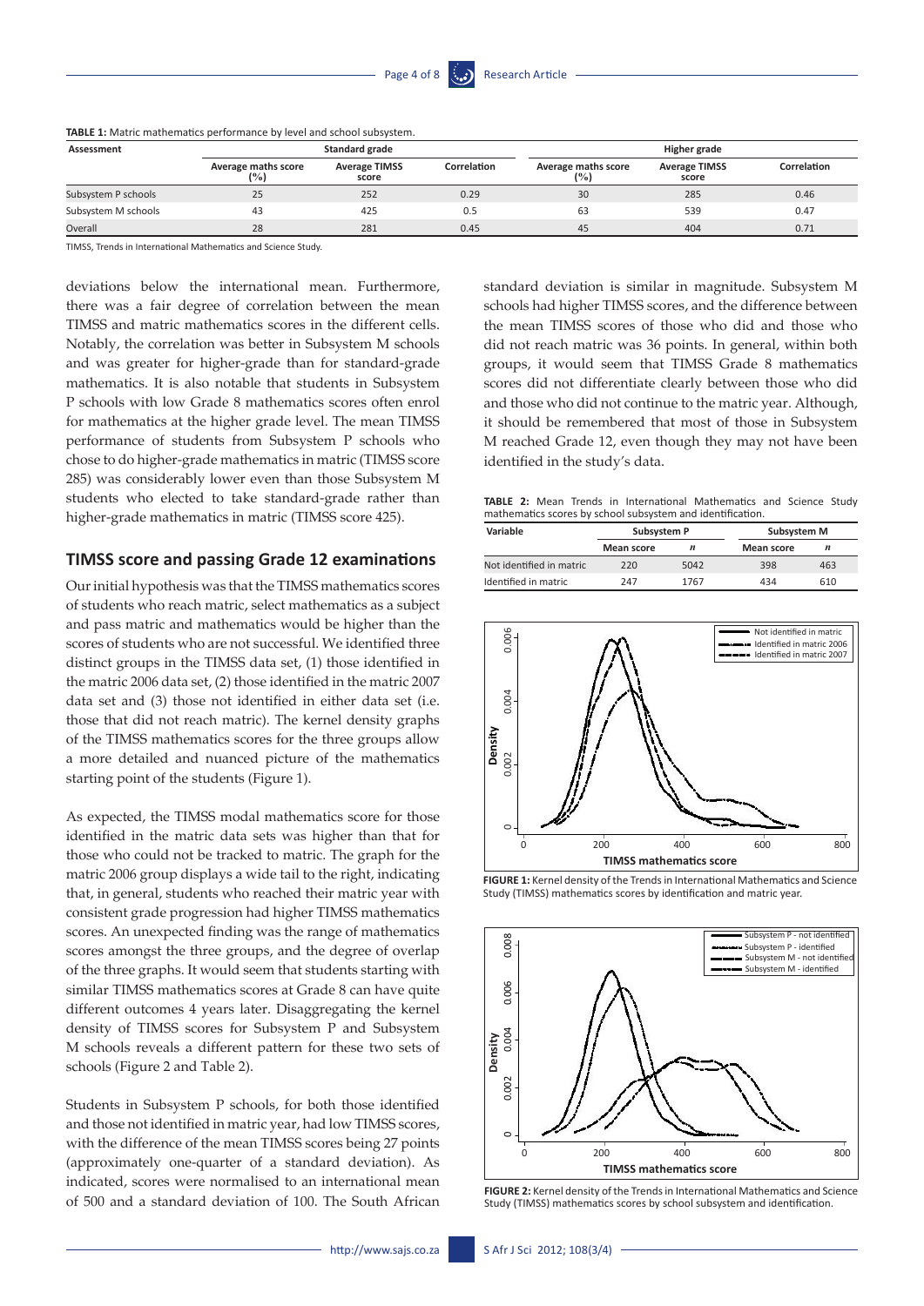**TABLE 1:** Matric mathematics performance by level and school subsystem.

| Assessment | Standard grade | | | Higher grade | | |
|---|---|---|---|---|---|---|
| | Average maths score (%) | Average TIMSS score | Correlation | Average maths score (%) | Average TIMSS score | Correlation |
| Subsystem P schools | 25 | 252 | 0.29 | 30 | 285 | 0.46 |
| Subsystem M schools | 43 | 425 | 0.5 | 63 | 539 | 0.47 |
| Overall | 28 | 281 | 0.45 | 45 | 404 | 0.71 |

TIMSS, Trends in International Mathematics and Science Study.

deviations below the international mean. Furthermore, there was a fair degree of correlation between the mean TIMSS and matric mathematics scores in the different cells. Notably, the correlation was better in Subsystem M schools and was greater for higher-grade than for standard-grade mathematics. It is also notable that students in Subsystem P schools with low Grade 8 mathematics scores often enrol for mathematics at the higher grade level. The mean TIMSS performance of students from Subsystem P schools who chose to do higher-grade mathematics in matric (TIMSS score 285) was considerably lower even than those Subsystem M students who elected to take standard-grade rather than higher-grade mathematics in matric (TIMSS score 425).

## TIMSS score and passing Grade 12 examinations

Our initial hypothesis was that the TIMSS mathematics scores of students who reach matric, select mathematics as a subject and pass matric and mathematics would be higher than the scores of students who are not successful. We identified three distinct groups in the TIMSS data set, (1) those identified in the matric 2006 data set, (2) those identified in the matric 2007 data set and (3) those not identified in either data set (i.e. those that did not reach matric). The kernel density graphs of the TIMSS mathematics scores for the three groups allow a more detailed and nuanced picture of the mathematics starting point of the students (Figure 1).

As expected, the TIMSS modal mathematics score for those identified in the matric data sets was higher than that for those who could not be tracked to matric. The graph for the matric 2006 group displays a wide tail to the right, indicating that, in general, students who reached their matric year with consistent grade progression had higher TIMSS mathematics scores. An unexpected finding was the range of mathematics scores amongst the three groups, and the degree of overlap of the three graphs. It would seem that students starting with similar TIMSS mathematics scores at Grade 8 can have quite different outcomes 4 years later. Disaggregating the kernel density of TIMSS scores for Subsystem P and Subsystem M schools reveals a different pattern for these two sets of schools (Figure 2 and Table 2).

Students in Subsystem P schools, for both those identified and those not identified in matric year, had low TIMSS scores, with the difference of the mean TIMSS scores being 27 points (approximately one-quarter of a standard deviation). As indicated, scores were normalised to an international mean of 500 and a standard deviation of 100. The South African standard deviation is similar in magnitude. Subsystem M schools had higher TIMSS scores, and the difference between the mean TIMSS scores of those who did and those who did not reach matric was 36 points. In general, within both groups, it would seem that TIMSS Grade 8 mathematics scores did not differentiate clearly between those who did and those who did not continue to the matric year. Although, it should be remembered that most of those in Subsystem M reached Grade 12, even though they may not have been identified in the study's data.

**TABLE 2:** Mean Trends in International Mathematics and Science Study mathematics scores by school subsystem and identification.

| Variable | Subsystem P | | Subsystem M | |
|---|---|---|---|---|
| | Mean score | *n* | Mean score | *n* |
| Not identified in matric | 220 | 5042 | 398 | 463 |
| Identified in matric | 247 | 1767 | 434 | 610 |

**FIGURE 1:** Kernel density of the Trends in International Mathematics and Science Study (TIMSS) mathematics scores by identification and matric year.

**FIGURE 2:** Kernel density of the Trends in International Mathematics and Science Study (TIMSS) mathematics scores by school subsystem and identification.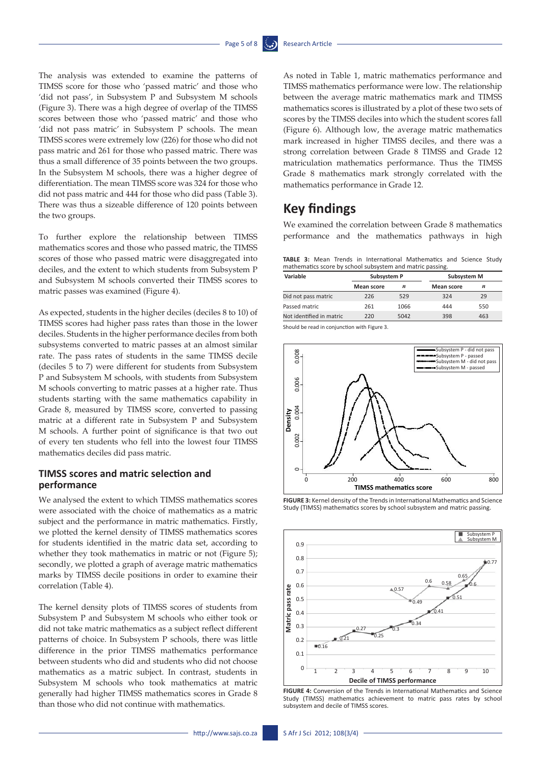The analysis was extended to examine the patterns of TIMSS score for those who 'passed matric' and those who 'did not pass', in Subsystem P and Subsystem M schools (Figure 3). There was a high degree of overlap of the TIMSS scores between those who 'passed matric' and those who 'did not pass matric' in Subsystem P schools. The mean TIMSS scores were extremely low (226) for those who did not pass matric and 261 for those who passed matric. There was thus a small difference of 35 points between the two groups. In the Subsystem M schools, there was a higher degree of differentiation. The mean TIMSS score was 324 for those who did not pass matric and 444 for those who did pass (Table 3). There was thus a sizeable difference of 120 points between the two groups.

To further explore the relationship between TIMSS mathematics scores and those who passed matric, the TIMSS scores of those who passed matric were disaggregated into deciles, and the extent to which students from Subsystem P and Subsystem M schools converted their TIMSS scores to matric passes was examined (Figure 4).

As expected, students in the higher deciles (deciles 8 to 10) of TIMSS scores had higher pass rates than those in the lower deciles. Students in the higher performance deciles from both subsystems converted to matric passes at an almost similar rate. The pass rates of students in the same TIMSS decile (deciles 5 to 7) were different for students from Subsystem P and Subsystem M schools, with students from Subsystem M schools converting to matric passes at a higher rate. Thus students starting with the same mathematics capability in Grade 8, measured by TIMSS score, converted to passing matric at a different rate in Subsystem P and Subsystem M schools. A further point of significance is that two out of every ten students who fell into the lowest four TIMSS mathematics deciles did pass matric.

### TIMSS scores and matric selection and performance

We analysed the extent to which TIMSS mathematics scores were associated with the choice of mathematics as a matric subject and the performance in matric mathematics. Firstly, we plotted the kernel density of TIMSS mathematics scores for students identified in the matric data set, according to whether they took mathematics in matric or not (Figure 5); secondly, we plotted a graph of average matric mathematics marks by TIMSS decile positions in order to examine their correlation (Table 4).

The kernel density plots of TIMSS scores of students from Subsystem P and Subsystem M schools who either took or did not take matric mathematics as a subject reflect different patterns of choice. In Subsystem P schools, there was little difference in the prior TIMSS mathematics performance between students who did and students who did not choose mathematics as a matric subject. In contrast, students in Subsystem M schools who took mathematics at matric generally had higher TIMSS mathematics scores in Grade 8 than those who did not continue with mathematics.

As noted in Table 1, matric mathematics performance and TIMSS mathematics performance were low. The relationship between the average matric mathematics mark and TIMSS mathematics scores is illustrated by a plot of these two sets of scores by the TIMSS deciles into which the student scores fall (Figure 6). Although low, the average matric mathematics mark increased in higher TIMSS deciles, and there was a strong correlation between Grade 8 TIMSS and Grade 12 matriculation mathematics performance. Thus the TIMSS Grade 8 mathematics mark strongly correlated with the mathematics performance in Grade 12.

## Key findings

We examined the correlation between Grade 8 mathematics performance and the mathematics pathways in high

**TABLE 3:** Mean Trends in International Mathematics and Science Study mathematics score by school subsystem and matric passing.

| Variable | Subsystem P | | Subsystem M | |
|---|---|---|---|---|
| | Mean score | *n* | Mean score | *n* |
| Did not pass matric | 226 | 529 | 324 | 29 |
| Passed matric | 261 | 1066 | 444 | 550 |
| Not identified in matric | 220 | 5042 | 398 | 463 |

Should be read in conjunction with Figure 3.

**FIGURE 3:** Kernel density of the Trends in International Mathematics and Science Study (TIMSS) mathematics scores by school subsystem and matric passing.

**FIGURE 4:** Conversion of the Trends in International Mathematics and Science Study (TIMSS) mathematics achievement to matric pass rates by school subsystem and decile of TIMSS scores.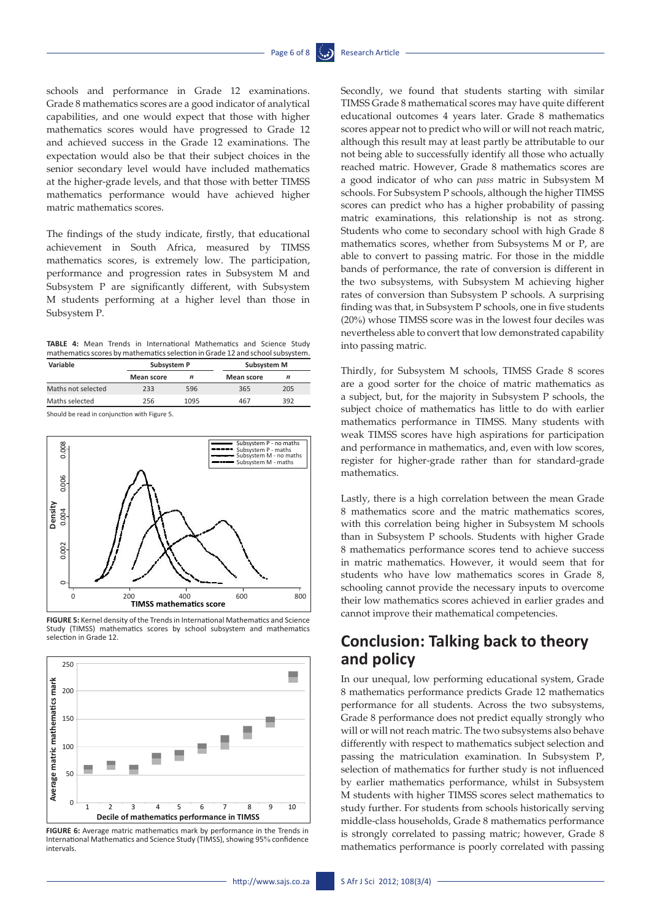schools and performance in Grade 12 examinations. Grade 8 mathematics scores are a good indicator of analytical capabilities, and one would expect that those with higher mathematics scores would have progressed to Grade 12 and achieved success in the Grade 12 examinations. The expectation would also be that their subject choices in the senior secondary level would have included mathematics at the higher-grade levels, and that those with better TIMSS mathematics performance would have achieved higher matric mathematics scores.

The findings of the study indicate, firstly, that educational achievement in South Africa, measured by TIMSS mathematics scores, is extremely low. The participation, performance and progression rates in Subsystem M and Subsystem P are significantly different, with Subsystem M students performing at a higher level than those in Subsystem P.

**TABLE 4:** Mean Trends in International Mathematics and Science Study mathematics scores by mathematics selection in Grade 12 and school subsystem.

| Variable | Subsystem P | | Subsystem M | |
|---|---|---|---|---|
| | Mean score | *n* | Mean score | *n* |
| Maths not selected | 233 | 596 | 365 | 205 |
| Maths selected | 256 | 1095 | 467 | 392 |

Should be read in conjunction with Figure 5.

**FIGURE 5:** Kernel density of the Trends in International Mathematics and Science Study (TIMSS) mathematics scores by school subsystem and mathematics selection in Grade 12.

**FIGURE 6:** Average matric mathematics mark by performance in the Trends in International Mathematics and Science Study (TIMSS), showing 95% confidence intervals.

Secondly, we found that students starting with similar TIMSS Grade 8 mathematical scores may have quite different educational outcomes 4 years later. Grade 8 mathematics scores appear not to predict who will or will not reach matric, although this result may at least partly be attributable to our not being able to successfully identify all those who actually reached matric. However, Grade 8 mathematics scores are a good indicator of who can *pass* matric in Subsystem M schools. For Subsystem P schools, although the higher TIMSS scores can predict who has a higher probability of passing matric examinations, this relationship is not as strong. Students who come to secondary school with high Grade 8 mathematics scores, whether from Subsystems M or P, are able to convert to passing matric. For those in the middle bands of performance, the rate of conversion is different in the two subsystems, with Subsystem M achieving higher rates of conversion than Subsystem P schools. A surprising finding was that, in Subsystem P schools, one in five students (20%) whose TIMSS score was in the lowest four deciles was nevertheless able to convert that low demonstrated capability into passing matric.

Thirdly, for Subsystem M schools, TIMSS Grade 8 scores are a good sorter for the choice of matric mathematics as a subject, but, for the majority in Subsystem P schools, the subject choice of mathematics has little to do with earlier mathematics performance in TIMSS. Many students with weak TIMSS scores have high aspirations for participation and performance in mathematics, and, even with low scores, register for higher-grade rather than for standard-grade mathematics.

Lastly, there is a high correlation between the mean Grade 8 mathematics score and the matric mathematics scores, with this correlation being higher in Subsystem M schools than in Subsystem P schools. Students with higher Grade 8 mathematics performance scores tend to achieve success in matric mathematics. However, it would seem that for students who have low mathematics scores in Grade 8, schooling cannot provide the necessary inputs to overcome their low mathematics scores achieved in earlier grades and cannot improve their mathematical competencies.

## Conclusion: Talking back to theory and policy

In our unequal, low performing educational system, Grade 8 mathematics performance predicts Grade 12 mathematics performance for all students. Across the two subsystems, Grade 8 performance does not predict equally strongly who will or will not reach matric. The two subsystems also behave differently with respect to mathematics subject selection and passing the matriculation examination. In Subsystem P, selection of mathematics for further study is not influenced by earlier mathematics performance, whilst in Subsystem M students with higher TIMSS scores select mathematics to study further. For students from schools historically serving middle-class households, Grade 8 mathematics performance is strongly correlated to passing matric; however, Grade 8 mathematics performance is poorly correlated with passing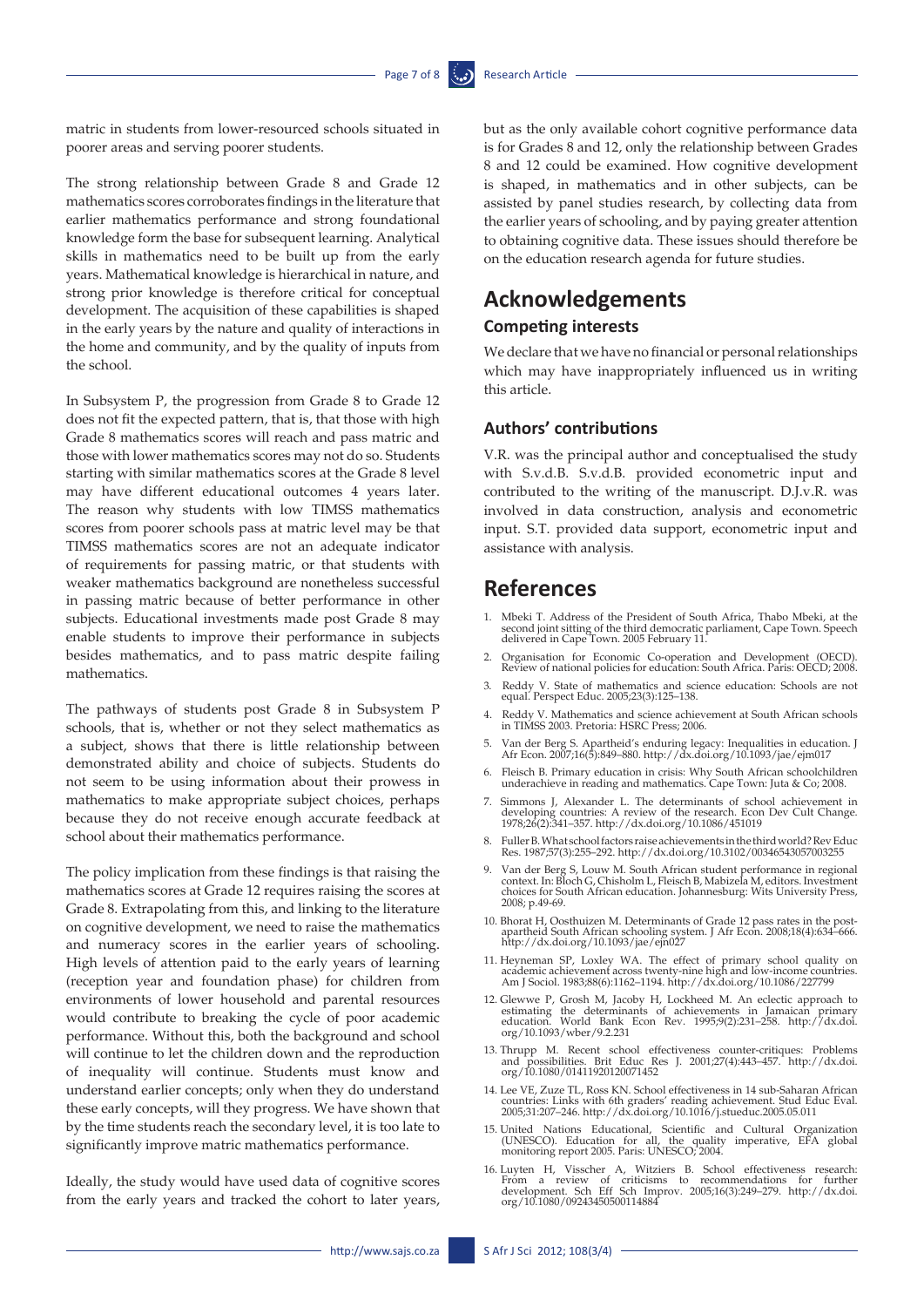matric in students from lower-resourced schools situated in poorer areas and serving poorer students.

The strong relationship between Grade 8 and Grade 12 mathematics scores corroborates findings in the literature that earlier mathematics performance and strong foundational knowledge form the base for subsequent learning. Analytical skills in mathematics need to be built up from the early years. Mathematical knowledge is hierarchical in nature, and strong prior knowledge is therefore critical for conceptual development. The acquisition of these capabilities is shaped in the early years by the nature and quality of interactions in the home and community, and by the quality of inputs from the school.

In Subsystem P, the progression from Grade 8 to Grade 12 does not fit the expected pattern, that is, that those with high Grade 8 mathematics scores will reach and pass matric and those with lower mathematics scores may not do so. Students starting with similar mathematics scores at the Grade 8 level may have different educational outcomes 4 years later. The reason why students with low TIMSS mathematics scores from poorer schools pass at matric level may be that TIMSS mathematics scores are not an adequate indicator of requirements for passing matric, or that students with weaker mathematics background are nonetheless successful in passing matric because of better performance in other subjects. Educational investments made post Grade 8 may enable students to improve their performance in subjects besides mathematics, and to pass matric despite failing mathematics.

The pathways of students post Grade 8 in Subsystem P schools, that is, whether or not they select mathematics as a subject, shows that there is little relationship between demonstrated ability and choice of subjects. Students do not seem to be using information about their prowess in mathematics to make appropriate subject choices, perhaps because they do not receive enough accurate feedback at school about their mathematics performance.

The policy implication from these findings is that raising the mathematics scores at Grade 12 requires raising the scores at Grade 8. Extrapolating from this, and linking to the literature on cognitive development, we need to raise the mathematics and numeracy scores in the earlier years of schooling. High levels of attention paid to the early years of learning (reception year and foundation phase) for children from environments of lower household and parental resources would contribute to breaking the cycle of poor academic performance. Without this, both the background and school will continue to let the children down and the reproduction of inequality will continue. Students must know and understand earlier concepts; only when they do understand these early concepts, will they progress. We have shown that by the time students reach the secondary level, it is too late to significantly improve matric mathematics performance.

Ideally, the study would have used data of cognitive scores from the early years and tracked the cohort to later years, but as the only available cohort cognitive performance data is for Grades 8 and 12, only the relationship between Grades 8 and 12 could be examined. How cognitive development is shaped, in mathematics and in other subjects, can be assisted by panel studies research, by collecting data from the earlier years of schooling, and by paying greater attention to obtaining cognitive data. These issues should therefore be on the education research agenda for future studies.

# Acknowledgements

### Competing interests

We declare that we have no financial or personal relationships which may have inappropriately influenced us in writing this article.

### Authors' contributions

V.R. was the principal author and conceptualised the study with S.v.d.B. S.v.d.B. provided econometric input and contributed to the writing of the manuscript. D.J.v.R. was involved in data construction, analysis and econometric input. S.T. provided data support, econometric input and assistance with analysis.

# References

1. Mbeki T. Address of the President of South Africa, Thabo Mbeki, at the second joint sitting of the third democratic parliament, Cape Town. Speech delivered in Cape Town. 2005 February 11.
2. Organisation for Economic Co-operation and Development (OECD). Review of national policies for education: South Africa. Paris: OECD; 2008.
3. Reddy V. State of mathematics and science education: Schools are not equal. Perspect Educ. 2005;23(3):125–138.
4. Reddy V. Mathematics and science achievement at South African schools in TIMSS 2003. Pretoria: HSRC Press; 2006.
5. Van der Berg S. Apartheid's enduring legacy: Inequalities in education. J Afr Econ. 2007;16(5):849–880. http://dx.doi.org/10.1093/jae/ejm017
6. Fleisch B. Primary education in crisis: Why South African schoolchildren underachieve in reading and mathematics. Cape Town: Juta & Co; 2008.
7. Simmons J, Alexander L. The determinants of school achievement in developing countries: A review of the research. Econ Dev Cult Change. 1978;26(2):341–357. http://dx.doi.org/10.1086/451019
8. Fuller B. What school factors raise achievements in the third world? Rev Educ Res. 1987;57(3):255–292. http://dx.doi.org/10.3102/00346543057003255
9. Van der Berg S, Louw M. South African student performance in regional context. In: Bloch G, Chisholm L, Fleisch B, Mabizela M, editors. Investment choices for South African education. Johannesburg: Wits University Press, 2008; p.49-69.
10. Bhorat H, Oosthuizen M. Determinants of Grade 12 pass rates in the post-apartheid South African schooling system. J Afr Econ. 2008;18(4):634–666. http://dx.doi.org/10.1093/jae/ejn027
11. Heyneman SP, Loxley WA. The effect of primary school quality on academic achievement across twenty-nine high and low-income countries. Am J Sociol. 1983;88(6):1162–1194. http://dx.doi.org/10.1086/227799
12. Glewwe P, Grosh M, Jacoby H, Lockheed M. An eclectic approach to estimating the determinants of achievements in Jamaican primary education. World Bank Econ Rev. 1995;9(2):231–258. http://dx.doi.org/10.1093/wber/9.2.231
13. Thrupp M. Recent school effectiveness counter-critiques: Problems and possibilities. Brit Educ Res J. 2001;27(4):443–457. http://dx.doi.org/10.1080/01411920120071452
14. Lee VE, Zuze TL, Ross KN. School effectiveness in 14 sub-Saharan African countries: Links with 6th graders' reading achievement. Stud Educ Eval. 2005;31:207–246. http://dx.doi.org/10.1016/j.stueduc.2005.05.011
15. United Nations Educational, Scientific and Cultural Organization (UNESCO). Education for all, the quality imperative, EFA global monitoring report 2005. Paris: UNESCO; 2004.
16. Luyten H, Visscher A, Witziers B. School effectiveness research: From a review of criticisms to recommendations for further development. Sch Eff Sch Improv. 2005;16(3):249–279. http://dx.doi.org/10.1080/09243450500114884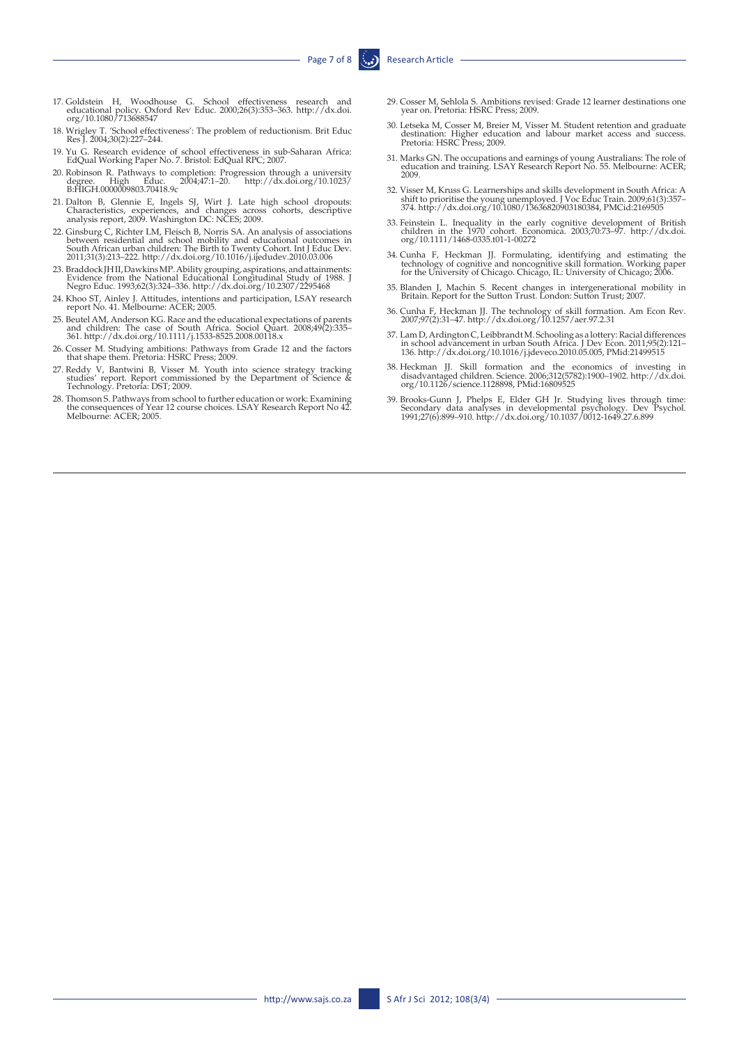17. Goldstein H, Woodhouse G. School effectiveness research and educational policy. Oxford Rev Educ. 2000;26(3):353–363. http://dx.doi.org/10.1080/713688547

18. Wrigley T. 'School effectiveness': The problem of reductionism. Brit Educ Res J. 2004;30(2):227–244.

19. Yu G. Research evidence of school effectiveness in sub-Saharan Africa: EdQual Working Paper No. 7. Bristol: EdQual RPC; 2007.

20. Robinson R. Pathways to completion: Progression through a university degree. High Educ. 2004;47:1–20. http://dx.doi.org/10.1023/B:HIGH.0000009803.70418.9c

21. Dalton B, Glennie E, Ingels SJ, Wirt J. Late high school dropouts: Characteristics, experiences, and changes across cohorts, descriptive analysis report, 2009. Washington DC: NCES; 2009.

22. Ginsburg C, Richter LM, Fleisch B, Norris SA. An analysis of associations between residential and school mobility and educational outcomes in South African urban children: The Birth to Twenty Cohort. Int J Educ Dev. 2011;31(3):213–222. http://dx.doi.org/10.1016/j.ijedudev.2010.03.006

23. Braddock JH II, Dawkins MP. Ability grouping, aspirations, and attainments: Evidence from the National Educational Longitudinal Study of 1988. J Negro Educ. 1993;62(3):324–336. http://dx.doi.org/10.2307/2295468

24. Khoo ST, Ainley J. Attitudes, intentions and participation, LSAY research report No. 41. Melbourne: ACER; 2005.

25. Beutel AM, Anderson KG. Race and the educational expectations of parents and children: The case of South Africa. Sociol Quart. 2008;49(2):335–361. http://dx.doi.org/10.1111/j.1533-8525.2008.00118.x

26. Cosser M. Studying ambitions: Pathways from Grade 12 and the factors that shape them. Pretoria: HSRC Press; 2009.

27. Reddy V, Bantwini B, Visser M. Youth into science strategy tracking studies' report. Report commissioned by the Department of Science & Technology. Pretoria: DST; 2009.

28. Thomson S. Pathways from school to further education or work: Examining the consequences of Year 12 course choices. LSAY Research Report No 42. Melbourne: ACER; 2005.

29. Cosser M, Sehlola S. Ambitions revised: Grade 12 learner destinations one year on. Pretoria: HSRC Press; 2009.

30. Letseka M, Cosser M, Breier M, Visser M. Student retention and graduate destination: Higher education and labour market access and success. Pretoria: HSRC Press; 2009.

31. Marks GN. The occupations and earnings of young Australians: The role of education and training. LSAY Research Report No. 55. Melbourne: ACER; 2009.

32. Visser M, Kruss G. Learnerships and skills development in South Africa: A shift to prioritise the young unemployed. J Voc Educ Train. 2009;61(3):357–374. http://dx.doi.org/10.1080/13636820903180384, PMCid:2169505

33. Feinstein L. Inequality in the early cognitive development of British children in the 1970 cohort. Economica. 2003;70:73–97. http://dx.doi.org/10.1111/1468-0335.t01-1-00272

34. Cunha F, Heckman JJ. Formulating, identifying and estimating the technology of cognitive and noncognitive skill formation. Working paper for the University of Chicago. Chicago, IL: University of Chicago; 2006.

35. Blanden J, Machin S. Recent changes in intergenerational mobility in Britain. Report for the Sutton Trust. London: Sutton Trust; 2007.

36. Cunha F, Heckman JJ. The technology of skill formation. Am Econ Rev. 2007;97(2):31–47. http://dx.doi.org/10.1257/aer.97.2.31

37. Lam D, Ardington C, Leibbrandt M. Schooling as a lottery: Racial differences in school advancement in urban South Africa. J Dev Econ. 2011;95(2):121–136. http://dx.doi.org/10.1016/j.jdeveco.2010.05.005, PMid:21499515

38. Heckman JJ. Skill formation and the economics of investing in disadvantaged children. Science. 2006;312(5782):1900–1902. http://dx.doi.org/10.1126/science.1128898, PMid:16809525

39. Brooks-Gunn J, Phelps E, Elder GH Jr. Studying lives through time: Secondary data analyses in developmental psychology. Dev Psychol. 1991;27(6):899–910. http://dx.doi.org/10.1037/0012-1649.27.6.899